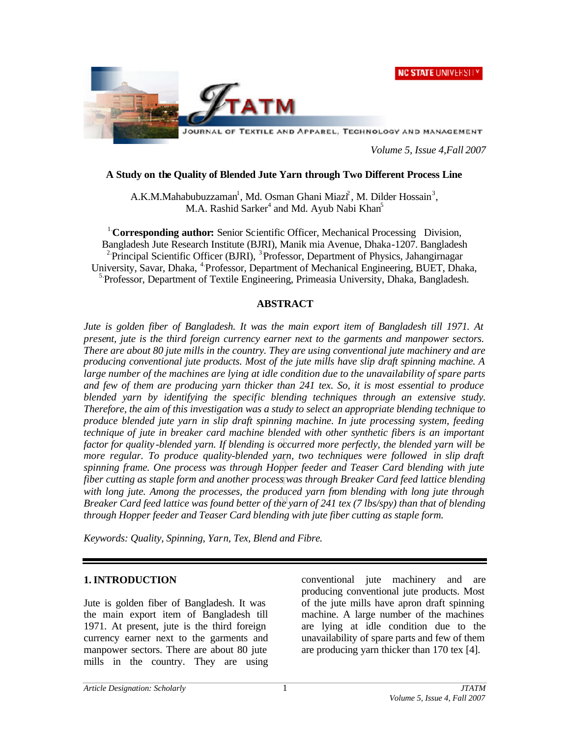# A Study on the Quality of Blended Jute Yarn through Two Different Process Line

A.K.M.Mahabubuzzaman[1], Md. Osman Ghani Miazi[2], M. Dilder Hossain[3], M.A. Rashid Sarker[4] and Md. Ayub Nabi Khan[5]

[1] **Corresponding author:** Senior Scientific Officer, Mechanical Processing Division, Bangladesh Jute Research Institute (BJRI), Manik mia Avenue, Dhaka-1207. Bangladesh
[2] Principal Scientific Officer (BJRI), [3] Professor, Department of Physics, Jahangirnagar University, Savar, Dhaka, [4] Professor, Department of Mechanical Engineering, BUET, Dhaka, [5] Professor, Department of Textile Engineering, Primeasia University, Dhaka, Bangladesh.

## ABSTRACT

*Jute is golden fiber of Bangladesh. It was the main export item of Bangladesh till 1971. At present, jute is the third foreign currency earner next to the garments and manpower sectors. There are about 80 jute mills in the country. They are using conventional jute machinery and are producing conventional jute products. Most of the jute mills have slip draft spinning machine. A large number of the machines are lying at idle condition due to the unavailability of spare parts and few of them are producing yarn thicker than 241 tex. So, it is most essential to produce blended yarn by identifying the specific blending techniques through an extensive study. Therefore, the aim of this investigation was a study to select an appropriate blending technique to produce blended jute yarn in slip draft spinning machine. In jute processing system, feeding technique of jute in breaker card machine blended with other synthetic fibers is an important factor for quality-blended yarn. If blending is occurred more perfectly, the blended yarn will be more regular. To produce quality-blended yarn, two techniques were followed in slip draft spinning frame. One process was through Hopper feeder and Teaser Card blending with jute fiber cutting as staple form and another process was through Breaker Card feed lattice blending with long jute. Among the processes, the produced yarn from blending with long jute through Breaker Card feed lattice was found better of the yarn of 241 tex (7 lbs/spy) than that of blending through Hopper feeder and Teaser Card blending with jute fiber cutting as staple form.*

*Keywords: Quality, Spinning, Yarn, Tex, Blend and Fibre.*

## 1. INTRODUCTION

Jute is golden fiber of Bangladesh. It was the main export item of Bangladesh till 1971. At present, jute is the third foreign currency earner next to the garments and manpower sectors. There are about 80 jute mills in the country. They are using conventional jute machinery and are producing conventional jute products. Most of the jute mills have apron draft spinning machine. A large number of the machines are lying at idle condition due to the unavailability of spare parts and few of them are producing yarn thicker than 170 tex [4].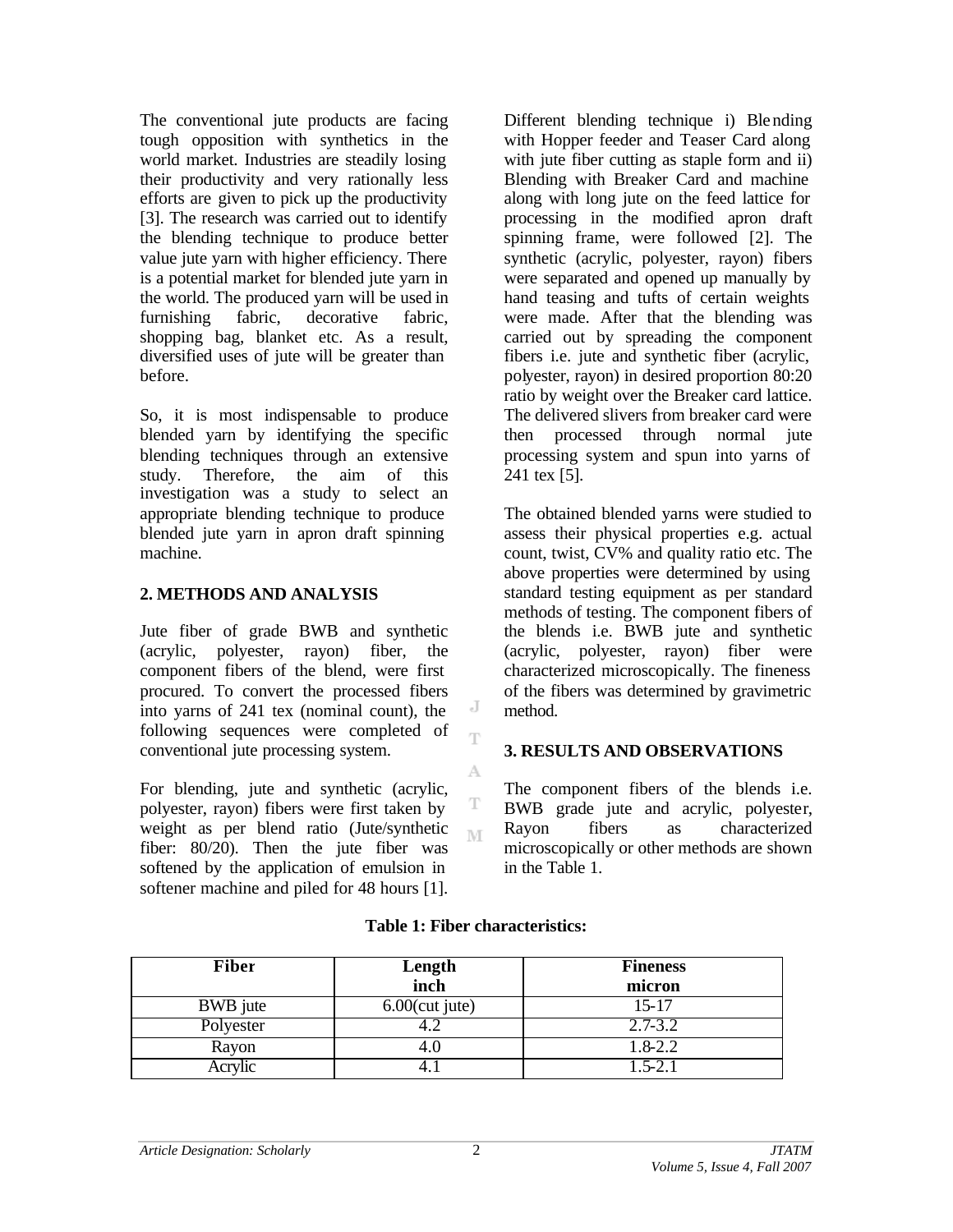The conventional jute products are facing tough opposition with synthetics in the world market. Industries are steadily losing their productivity and very rationally less efforts are given to pick up the productivity [3]. The research was carried out to identify the blending technique to produce better value jute yarn with higher efficiency. There is a potential market for blended jute yarn in the world. The produced yarn will be used in furnishing fabric, decorative fabric, shopping bag, blanket etc. As a result, diversified uses of jute will be greater than before.

So, it is most indispensable to produce blended yarn by identifying the specific blending techniques through an extensive study. Therefore, the aim of this investigation was a study to select an appropriate blending technique to produce blended jute yarn in apron draft spinning machine.

## 2. METHODS AND ANALYSIS

Jute fiber of grade BWB and synthetic (acrylic, polyester, rayon) fiber, the component fibers of the blend, were first procured. To convert the processed fibers into yarns of 241 tex (nominal count), the following sequences were completed of conventional jute processing system.

For blending, jute and synthetic (acrylic, polyester, rayon) fibers were first taken by weight as per blend ratio (Jute/synthetic fiber: 80/20). Then the jute fiber was softened by the application of emulsion in softener machine and piled for 48 hours [1].

Different blending technique i) Blending with Hopper feeder and Teaser Card along with jute fiber cutting as staple form and ii) Blending with Breaker Card and machine along with long jute on the feed lattice for processing in the modified apron draft spinning frame, were followed [2]. The synthetic (acrylic, polyester, rayon) fibers were separated and opened up manually by hand teasing and tufts of certain weights were made. After that the blending was carried out by spreading the component fibers i.e. jute and synthetic fiber (acrylic, polyester, rayon) in desired proportion 80:20 ratio by weight over the Breaker card lattice. The delivered slivers from breaker card were then processed through normal jute processing system and spun into yarns of 241 tex [5].

The obtained blended yarns were studied to assess their physical properties e.g. actual count, twist, CV% and quality ratio etc. The above properties were determined by using standard testing equipment as per standard methods of testing. The component fibers of the blends i.e. BWB jute and synthetic (acrylic, polyester, rayon) fiber were characterized microscopically. The fineness of the fibers was determined by gravimetric method.

## 3. RESULTS AND OBSERVATIONS

The component fibers of the blends i.e. BWB grade jute and acrylic, polyester, Rayon fibers as characterized microscopically or other methods are shown in the Table 1.

**Table 1: Fiber characteristics:**

| Fiber | Length inch | Fineness micron |
|---|---|---|
| BWB jute | 6.00(cut jute) | 15-17 |
| Polyester | 4.2 | 2.7-3.2 |
| Rayon | 4.0 | 1.8-2.2 |
| Acrylic | 4.1 | 1.5-2.1 |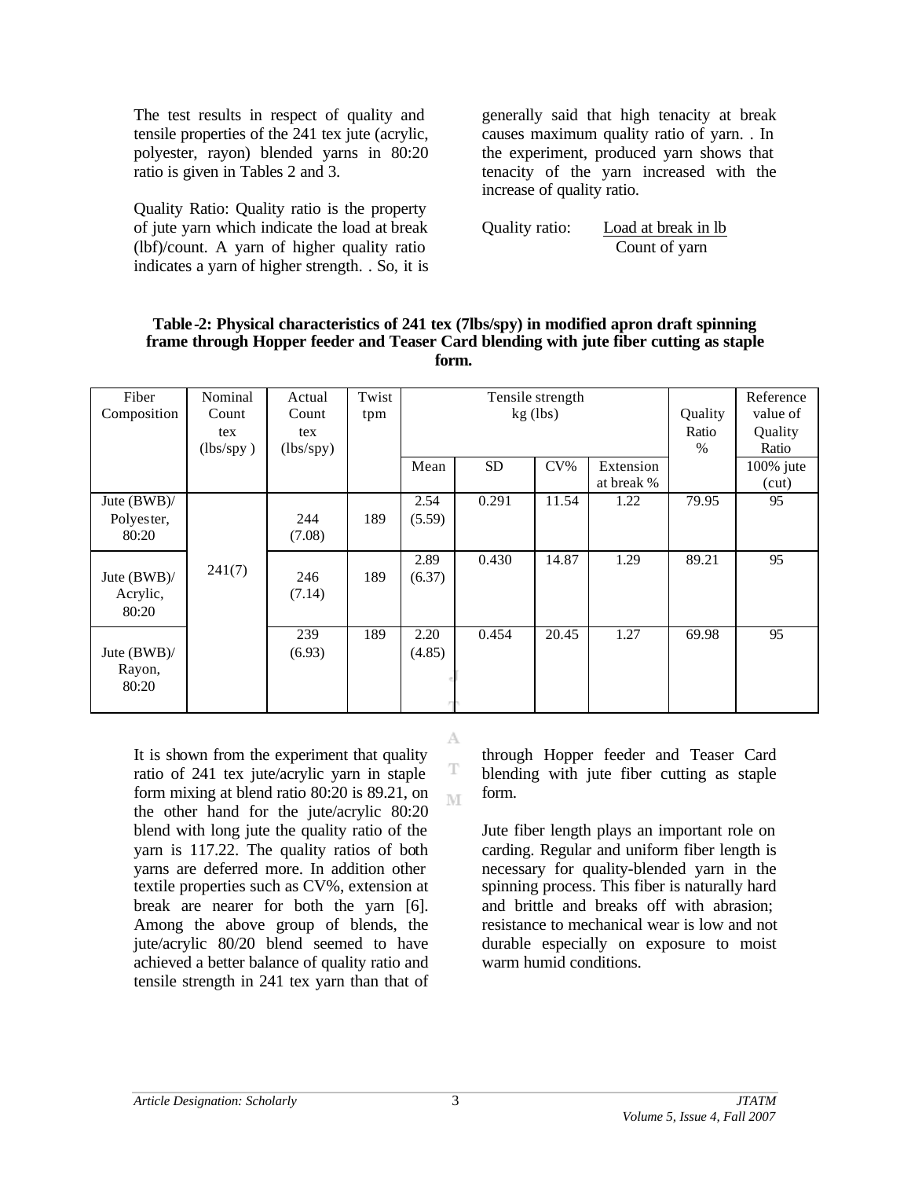The test results in respect of quality and tensile properties of the 241 tex jute (acrylic, polyester, rayon) blended yarns in 80:20 ratio is given in Tables 2 and 3.

Quality Ratio: Quality ratio is the property of jute yarn which indicate the load at break (lbf)/count. A yarn of higher quality ratio indicates a yarn of higher strength. . So, it is generally said that high tenacity at break causes maximum quality ratio of yarn. . In the experiment, produced yarn shows that tenacity of the yarn increased with the increase of quality ratio.

$$\text{Quality ratio:} \quad \frac{\text{Load at break in lb}}{\text{Count of yarn}}$$

**Table-2: Physical characteristics of 241 tex (7lbs/spy) in modified apron draft spinning frame through Hopper feeder and Teaser Card blending with jute fiber cutting as staple form.**

| Fiber Composition | Nominal Count tex (lbs/spy) | Actual Count tex (lbs/spy) | Twist tpm | Tensile strength kg (lbs) | | | | Quality Ratio % | Reference value of Quality Ratio |
|---|---|---|---|---|---|---|---|---|---|
| | | | | Mean | SD | CV% | Extension at break % | | 100% jute (cut) |
| Jute (BWB)/ Polyester, 80:20 | 241(7) | 244 (7.08) | 189 | 2.54 (5.59) | 0.291 | 11.54 | 1.22 | 79.95 | 95 |
| Jute (BWB)/ Acrylic, 80:20 | | 246 (7.14) | 189 | 2.89 (6.37) | 0.430 | 14.87 | 1.29 | 89.21 | 95 |
| Jute (BWB)/ Rayon, 80:20 | | 239 (6.93) | 189 | 2.20 (4.85) | 0.454 | 20.45 | 1.27 | 69.98 | 95 |

It is shown from the experiment that quality ratio of 241 tex jute/acrylic yarn in staple form mixing at blend ratio 80:20 is 89.21, on the other hand for the jute/acrylic 80:20 blend with long jute the quality ratio of the yarn is 117.22. The quality ratios of both yarns are deferred more. In addition other textile properties such as CV%, extension at break are nearer for both the yarn [6]. Among the above group of blends, the jute/acrylic 80/20 blend seemed to have achieved a better balance of quality ratio and tensile strength in 241 tex yarn than that of through Hopper feeder and Teaser Card blending with jute fiber cutting as staple form.

Jute fiber length plays an important role on carding. Regular and uniform fiber length is necessary for quality-blended yarn in the spinning process. This fiber is naturally hard and brittle and breaks off with abrasion; resistance to mechanical wear is low and not durable especially on exposure to moist warm humid conditions.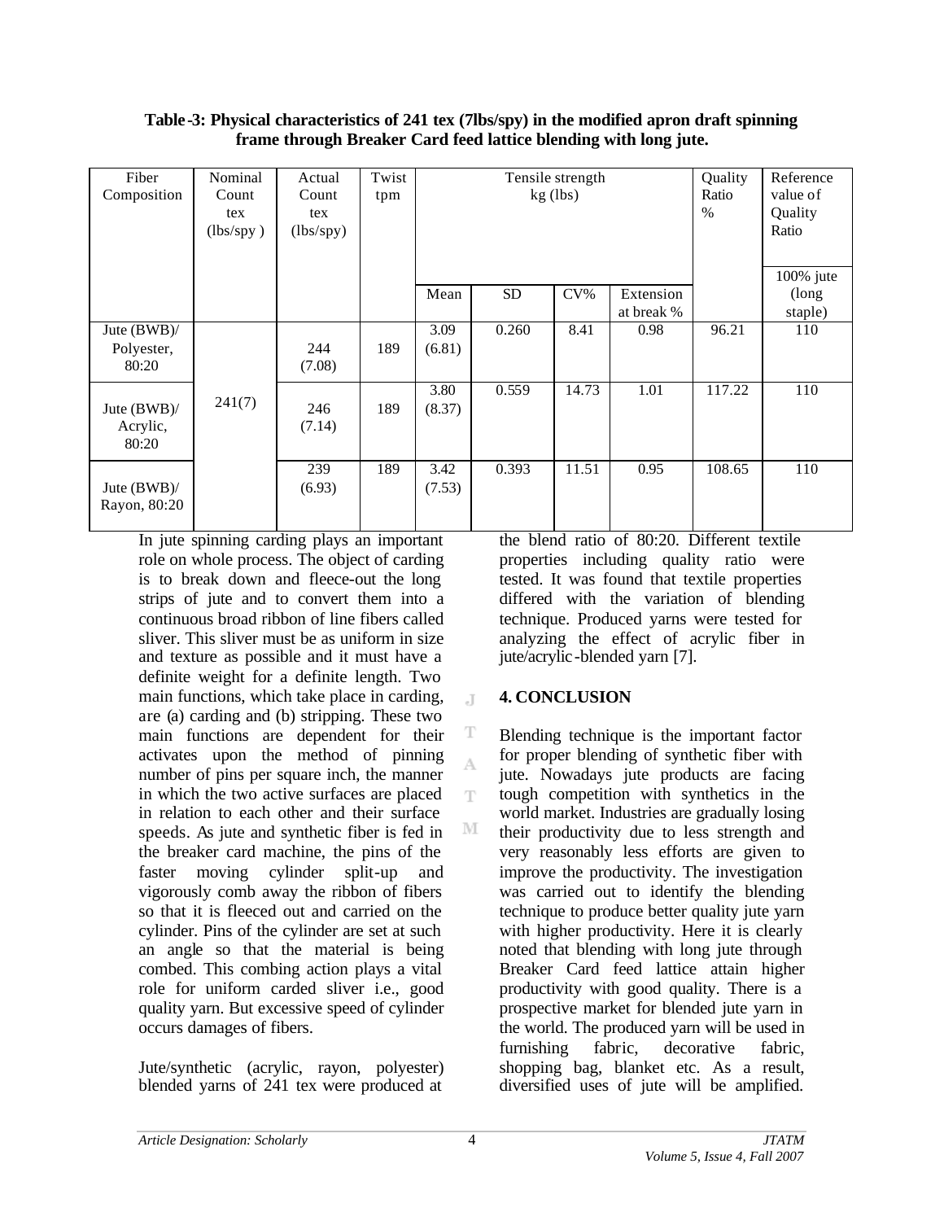**Table-3: Physical characteristics of 241 tex (7lbs/spy) in the modified apron draft spinning frame through Breaker Card feed lattice blending with long jute.**

| Fiber Composition | Nominal Count tex (lbs/spy) | Actual Count tex (lbs/spy) | Twist tpm | Tensile strength kg (lbs) | | | | Quality Ratio % | Reference value of Quality Ratio |
|---|---|---|---|---|---|---|---|---|---|
| | | | | Mean | SD | CV% | Extension at break % | | 100% jute (long staple) |
| Jute (BWB)/ Polyester, 80:20 | 241(7) | 244 (7.08) | 189 | 3.09 (6.81) | 0.260 | 8.41 | 0.98 | 96.21 | 110 |
| Jute (BWB)/ Acrylic, 80:20 | | 246 (7.14) | 189 | 3.80 (8.37) | 0.559 | 14.73 | 1.01 | 117.22 | 110 |
| Jute (BWB)/ Rayon, 80:20 | | 239 (6.93) | 189 | 3.42 (7.53) | 0.393 | 11.51 | 0.95 | 108.65 | 110 |

In jute spinning carding plays an important role on whole process. The object of carding is to break down and fleece-out the long strips of jute and to convert them into a continuous broad ribbon of line fibers called sliver. This sliver must be as uniform in size and texture as possible and it must have a definite weight for a definite length. Two main functions, which take place in carding, are (a) carding and (b) stripping. These two main functions are dependent for their activates upon the method of pinning number of pins per square inch, the manner in which the two active surfaces are placed in relation to each other and their surface speeds. As jute and synthetic fiber is fed in the breaker card machine, the pins of the faster moving cylinder split-up and vigorously comb away the ribbon of fibers so that it is fleeced out and carried on the cylinder. Pins of the cylinder are set at such an angle so that the material is being combed. This combing action plays a vital role for uniform carded sliver i.e., good quality yarn. But excessive speed of cylinder occurs damages of fibers.

Jute/synthetic (acrylic, rayon, polyester) blended yarns of 241 tex were produced at the blend ratio of 80:20. Different textile properties including quality ratio were tested. It was found that textile properties differed with the variation of blending technique. Produced yarns were tested for analyzing the effect of acrylic fiber in jute/acrylic-blended yarn [7].

## 4. CONCLUSION

Blending technique is the important factor for proper blending of synthetic fiber with jute. Nowadays jute products are facing tough competition with synthetics in the world market. Industries are gradually losing their productivity due to less strength and very reasonably less efforts are given to improve the productivity. The investigation was carried out to identify the blending technique to produce better quality jute yarn with higher productivity. Here it is clearly noted that blending with long jute through Breaker Card feed lattice attain higher productivity with good quality. There is a prospective market for blended jute yarn in the world. The produced yarn will be used in furnishing fabric, decorative fabric, shopping bag, blanket etc. As a result, diversified uses of jute will be amplified.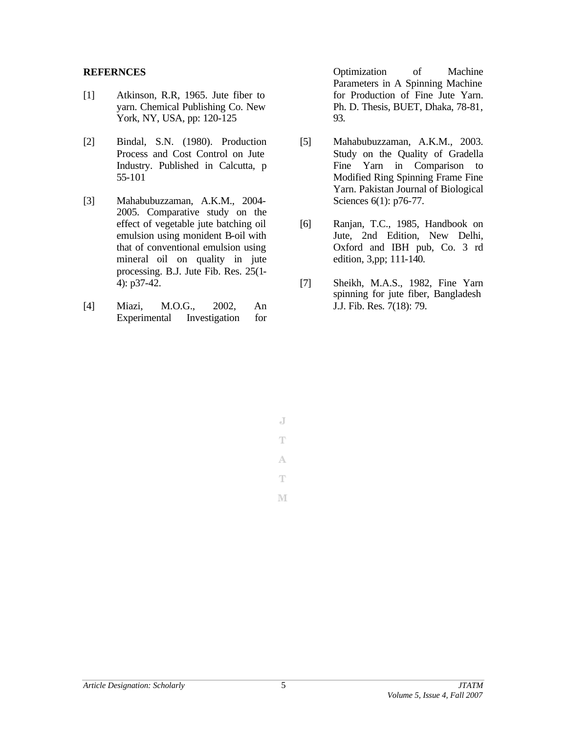**REFERNCES**

[1] Atkinson, R.R, 1965. Jute fiber to yarn. Chemical Publishing Co. New York, NY, USA, pp: 120-125

[2] Bindal, S.N. (1980). Production Process and Cost Control on Jute Industry. Published in Calcutta, p 55-101

[3] Mahabubuzzaman, A.K.M., 2004-2005. Comparative study on the effect of vegetable jute batching oil emulsion using monident B-oil with that of conventional emulsion using mineral oil on quality in jute processing. B.J. Jute Fib. Res. 25(1-4): p37-42.

[4] Miazi, M.O.G., 2002, An Experimental Investigation for Optimization of Machine Parameters in A Spinning Machine for Production of Fine Jute Yarn. Ph. D. Thesis, BUET, Dhaka, 78-81, 93.

[5] Mahabubuzzaman, A.K.M., 2003. Study on the Quality of Gradella Fine Yarn in Comparison to Modified Ring Spinning Frame Fine Yarn. Pakistan Journal of Biological Sciences 6(1): p76-77.

[6] Ranjan, T.C., 1985, Handbook on Jute, 2nd Edition, New Delhi, Oxford and IBH pub, Co. 3 rd edition, 3,pp; 111-140.

[7] Sheikh, M.A.S., 1982, Fine Yarn spinning for jute fiber, Bangladesh J.J. Fib. Res. 7(18): 79.